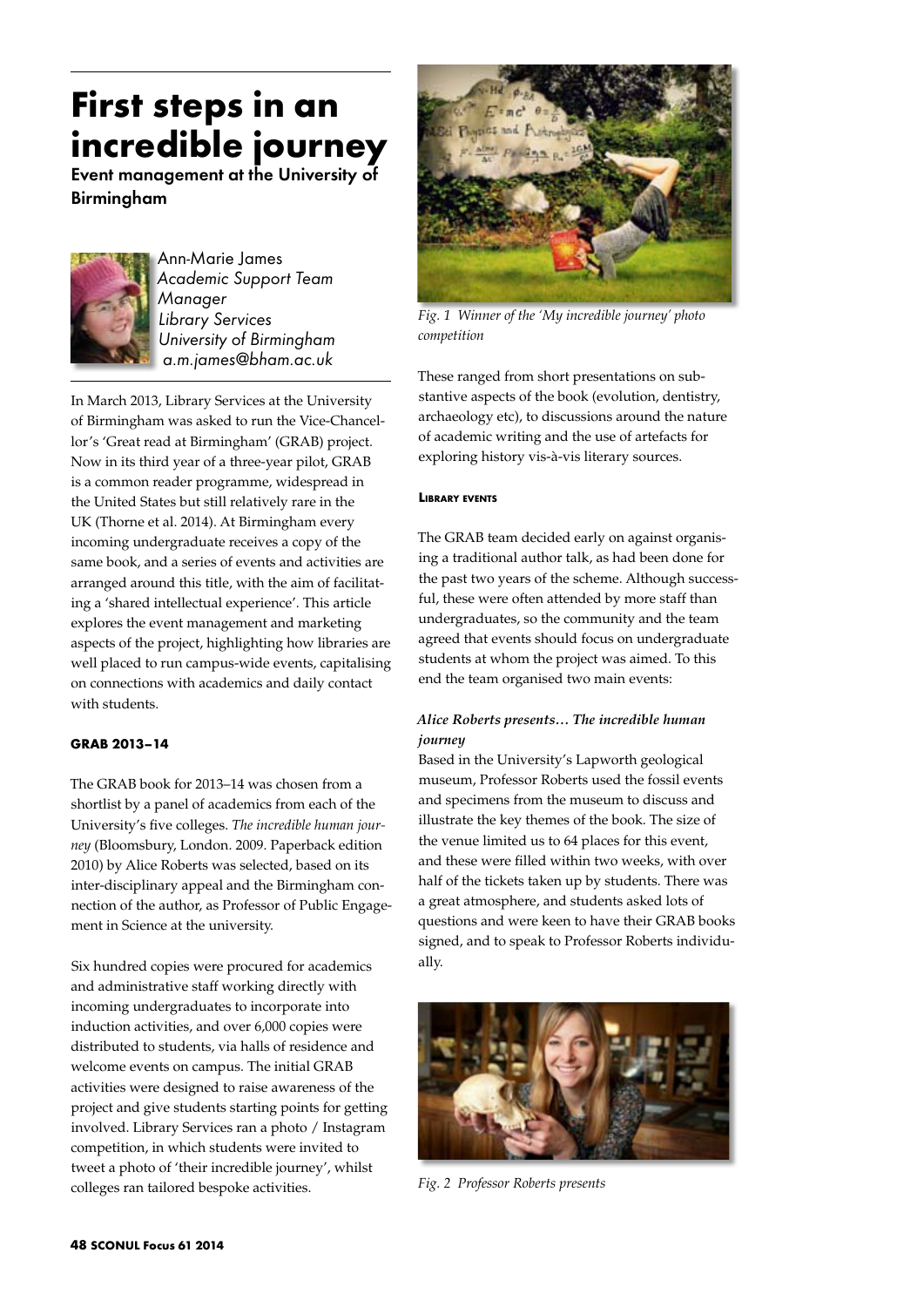# First steps in an incredible journey

**Event management at the University of Birmingham**

Ann-Marie James
*Academic Support Team Manager*
*Library Services*
*University of Birmingham*
*a.m.james@bham.ac.uk*

In March 2013, Library Services at the University of Birmingham was asked to run the Vice-Chancellor's 'Great read at Birmingham' (GRAB) project. Now in its third year of a three-year pilot, GRAB is a common reader programme, widespread in the United States but still relatively rare in the UK (Thorne et al. 2014). At Birmingham every incoming undergraduate receives a copy of the same book, and a series of events and activities are arranged around this title, with the aim of facilitating a 'shared intellectual experience'. This article explores the event management and marketing aspects of the project, highlighting how libraries are well placed to run campus-wide events, capitalising on connections with academics and daily contact with students.

## GRAB 2013–14

The GRAB book for 2013–14 was chosen from a shortlist by a panel of academics from each of the University's five colleges. *The incredible human journey* (Bloomsbury, London. 2009. Paperback edition 2010) by Alice Roberts was selected, based on its inter-disciplinary appeal and the Birmingham connection of the author, as Professor of Public Engagement in Science at the university.

Six hundred copies were procured for academics and administrative staff working directly with incoming undergraduates to incorporate into induction activities, and over 6,000 copies were distributed to students, via halls of residence and welcome events on campus. The initial GRAB activities were designed to raise awareness of the project and give students starting points for getting involved. Library Services ran a photo / Instagram competition, in which students were invited to tweet a photo of 'their incredible journey', whilst colleges ran tailored bespoke activities.

*Fig. 1 Winner of the 'My incredible journey' photo competition*

These ranged from short presentations on substantive aspects of the book (evolution, dentistry, archaeology etc), to discussions around the nature of academic writing and the use of artefacts for exploring history vis-à-vis literary sources.

## Library events

The GRAB team decided early on against organising a traditional author talk, as had been done for the past two years of the scheme. Although successful, these were often attended by more staff than undergraduates, so the community and the team agreed that events should focus on undergraduate students at whom the project was aimed. To this end the team organised two main events:

### *Alice Roberts presents… The incredible human journey*

Based in the University's Lapworth geological museum, Professor Roberts used the fossil events and specimens from the museum to discuss and illustrate the key themes of the book. The size of the venue limited us to 64 places for this event, and these were filled within two weeks, with over half of the tickets taken up by students. There was a great atmosphere, and students asked lots of questions and were keen to have their GRAB books signed, and to speak to Professor Roberts individually.

*Fig. 2 Professor Roberts presents*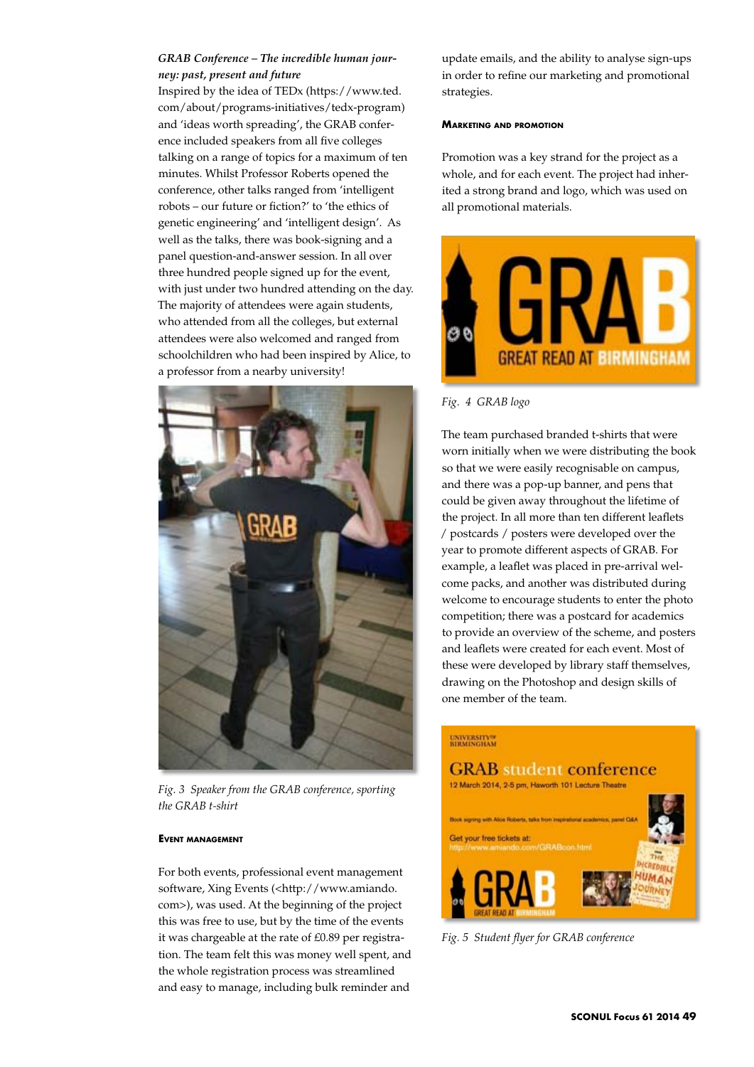***GRAB Conference – The incredible human journey: past, present and future***

Inspired by the idea of TEDx (https://www.ted.com/about/programs-initiatives/tedx-program) and 'ideas worth spreading', the GRAB conference included speakers from all five colleges talking on a range of topics for a maximum of ten minutes. Whilst Professor Roberts opened the conference, other talks ranged from 'intelligent robots – our future or fiction?' to 'the ethics of genetic engineering' and 'intelligent design'. As well as the talks, there was book-signing and a panel question-and-answer session. In all over three hundred people signed up for the event, with just under two hundred attending on the day. The majority of attendees were again students, who attended from all the colleges, but external attendees were also welcomed and ranged from schoolchildren who had been inspired by Alice, to a professor from a nearby university!

*Fig. 3 Speaker from the GRAB conference, sporting the GRAB t-shirt*

#### Event management

For both events, professional event management software, Xing Events (<http://www.amiando.com>), was used. At the beginning of the project this was free to use, but by the time of the events it was chargeable at the rate of £0.89 per registration. The team felt this was money well spent, and the whole registration process was streamlined and easy to manage, including bulk reminder and update emails, and the ability to analyse sign-ups in order to refine our marketing and promotional strategies.

#### Marketing and promotion

Promotion was a key strand for the project as a whole, and for each event. The project had inherited a strong brand and logo, which was used on all promotional materials.

*Fig. 4 GRAB logo*

The team purchased branded t-shirts that were worn initially when we were distributing the book so that we were easily recognisable on campus, and there was a pop-up banner, and pens that could be given away throughout the lifetime of the project. In all more than ten different leaflets / postcards / posters were developed over the year to promote different aspects of GRAB. For example, a leaflet was placed in pre-arrival welcome packs, and another was distributed during welcome to encourage students to enter the photo competition; there was a postcard for academics to provide an overview of the scheme, and posters and leaflets were created for each event. Most of these were developed by library staff themselves, drawing on the Photoshop and design skills of one member of the team.

*Fig. 5 Student flyer for GRAB conference*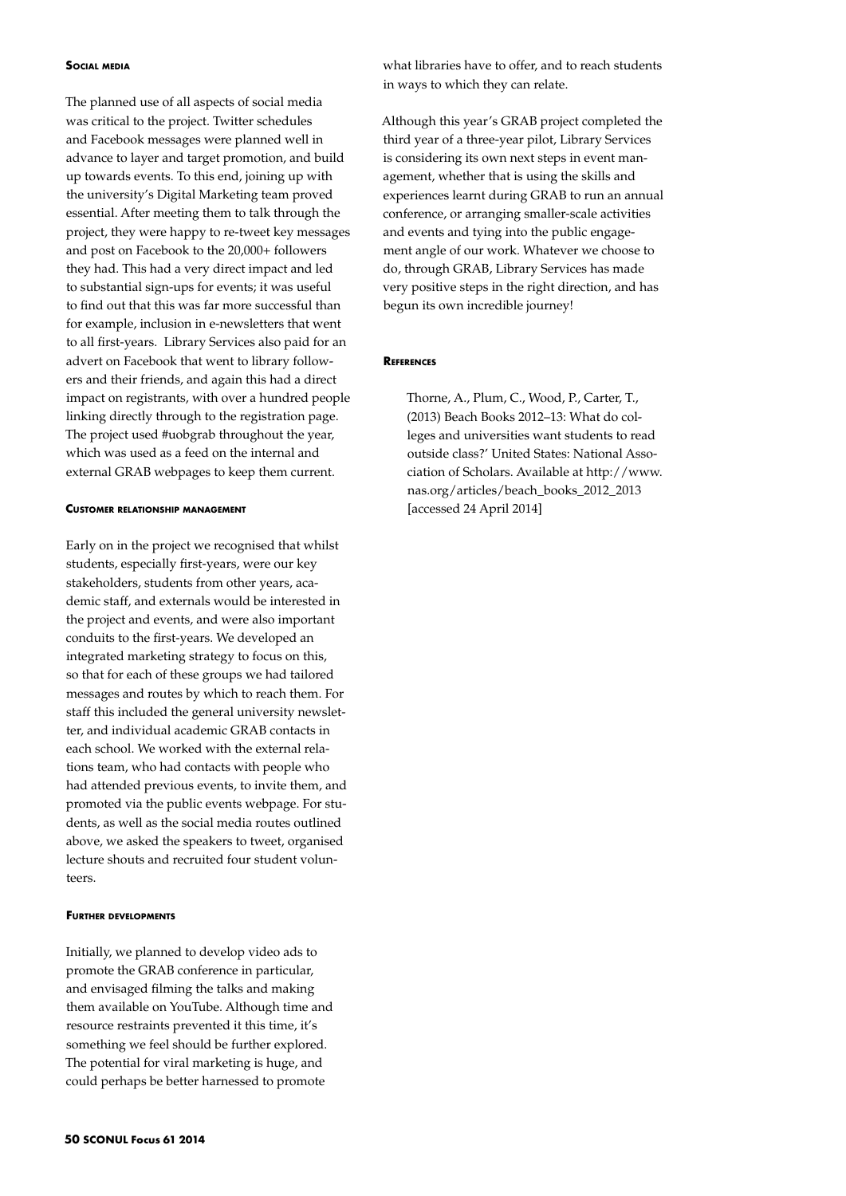### Social media

The planned use of all aspects of social media was critical to the project. Twitter schedules and Facebook messages were planned well in advance to layer and target promotion, and build up towards events. To this end, joining up with the university's Digital Marketing team proved essential. After meeting them to talk through the project, they were happy to re-tweet key messages and post on Facebook to the 20,000+ followers they had. This had a very direct impact and led to substantial sign-ups for events; it was useful to find out that this was far more successful than for example, inclusion in e-newsletters that went to all first-years. Library Services also paid for an advert on Facebook that went to library followers and their friends, and again this had a direct impact on registrants, with over a hundred people linking directly through to the registration page. The project used #uobgrab throughout the year, which was used as a feed on the internal and external GRAB webpages to keep them current.

### Customer relationship management

Early on in the project we recognised that whilst students, especially first-years, were our key stakeholders, students from other years, academic staff, and externals would be interested in the project and events, and were also important conduits to the first-years. We developed an integrated marketing strategy to focus on this, so that for each of these groups we had tailored messages and routes by which to reach them. For staff this included the general university newsletter, and individual academic GRAB contacts in each school. We worked with the external relations team, who had contacts with people who had attended previous events, to invite them, and promoted via the public events webpage. For students, as well as the social media routes outlined above, we asked the speakers to tweet, organised lecture shouts and recruited four student volunteers.

### Further developments

Initially, we planned to develop video ads to promote the GRAB conference in particular, and envisaged filming the talks and making them available on YouTube. Although time and resource restraints prevented it this time, it's something we feel should be further explored. The potential for viral marketing is huge, and could perhaps be better harnessed to promote what libraries have to offer, and to reach students in ways to which they can relate.

Although this year's GRAB project completed the third year of a three-year pilot, Library Services is considering its own next steps in event management, whether that is using the skills and experiences learnt during GRAB to run an annual conference, or arranging smaller-scale activities and events and tying into the public engagement angle of our work. Whatever we choose to do, through GRAB, Library Services has made very positive steps in the right direction, and has begun its own incredible journey!

### References

Thorne, A., Plum, C., Wood, P., Carter, T., (2013) Beach Books 2012–13: What do colleges and universities want students to read outside class?' United States: National Association of Scholars. Available at http://www.nas.org/articles/beach_books_2012_2013 [accessed 24 April 2014]